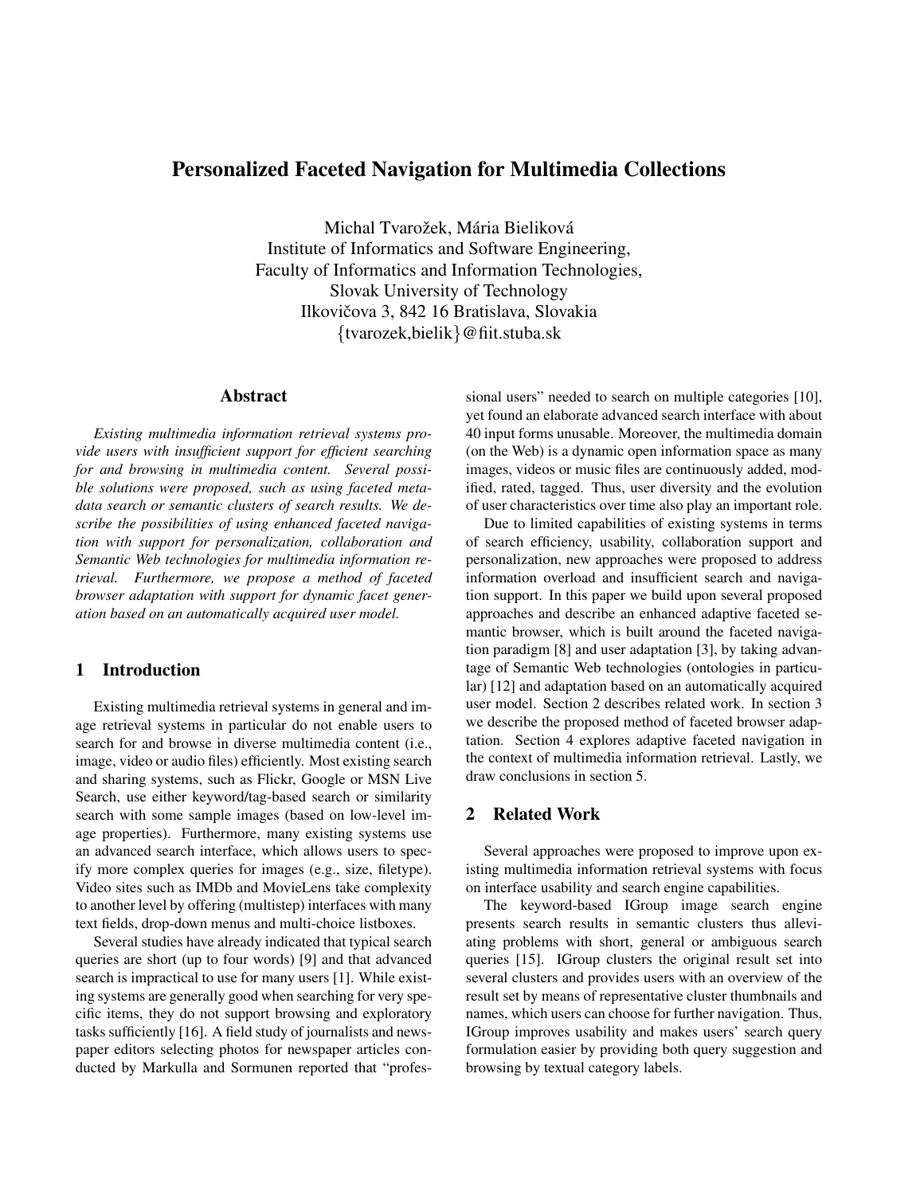# Personalized Faceted Navigation for Multimedia Collections

Michal Tvarožek, Mária Bieliková
Institute of Informatics and Software Engineering,
Faculty of Informatics and Information Technologies,
Slovak University of Technology
Ilkovičova 3, 842 16 Bratislava, Slovakia
{tvarozek,bielik}@fiit.stuba.sk

## Abstract

*Existing multimedia information retrieval systems provide users with insufficient support for efficient searching for and browsing in multimedia content. Several possible solutions were proposed, such as using faceted metadata search or semantic clusters of search results. We describe the possibilities of using enhanced faceted navigation with support for personalization, collaboration and Semantic Web technologies for multimedia information retrieval. Furthermore, we propose a method of faceted browser adaptation with support for dynamic facet generation based on an automatically acquired user model.*

## 1 Introduction

Existing multimedia retrieval systems in general and image retrieval systems in particular do not enable users to search for and browse in diverse multimedia content (i.e., image, video or audio files) efficiently. Most existing search and sharing systems, such as Flickr, Google or MSN Live Search, use either keyword/tag-based search or similarity search with some sample images (based on low-level image properties). Furthermore, many existing systems use an advanced search interface, which allows users to specify more complex queries for images (e.g., size, filetype). Video sites such as IMDb and MovieLens take complexity to another level by offering (multistep) interfaces with many text fields, drop-down menus and multi-choice listboxes.

Several studies have already indicated that typical search queries are short (up to four words) [9] and that advanced search is impractical to use for many users [1]. While existing systems are generally good when searching for very specific items, they do not support browsing and exploratory tasks sufficiently [16]. A field study of journalists and newspaper editors selecting photos for newspaper articles conducted by Markulla and Sormunen reported that "professional users" needed to search on multiple categories [10], yet found an elaborate advanced search interface with about 40 input forms unusable. Moreover, the multimedia domain (on the Web) is a dynamic open information space as many images, videos or music files are continuously added, modified, rated, tagged. Thus, user diversity and the evolution of user characteristics over time also play an important role.

Due to limited capabilities of existing systems in terms of search efficiency, usability, collaboration support and personalization, new approaches were proposed to address information overload and insufficient search and navigation support. In this paper we build upon several proposed approaches and describe an enhanced adaptive faceted semantic browser, which is built around the faceted navigation paradigm [8] and user adaptation [3], by taking advantage of Semantic Web technologies (ontologies in particular) [12] and adaptation based on an automatically acquired user model. Section 2 describes related work. In section 3 we describe the proposed method of faceted browser adaptation. Section 4 explores adaptive faceted navigation in the context of multimedia information retrieval. Lastly, we draw conclusions in section 5.

## 2 Related Work

Several approaches were proposed to improve upon existing multimedia information retrieval systems with focus on interface usability and search engine capabilities.

The keyword-based IGroup image search engine presents search results in semantic clusters thus alleviating problems with short, general or ambiguous search queries [15]. IGroup clusters the original result set into several clusters and provides users with an overview of the result set by means of representative cluster thumbnails and names, which users can choose for further navigation. Thus, IGroup improves usability and makes users' search query formulation easier by providing both query suggestion and browsing by textual category labels.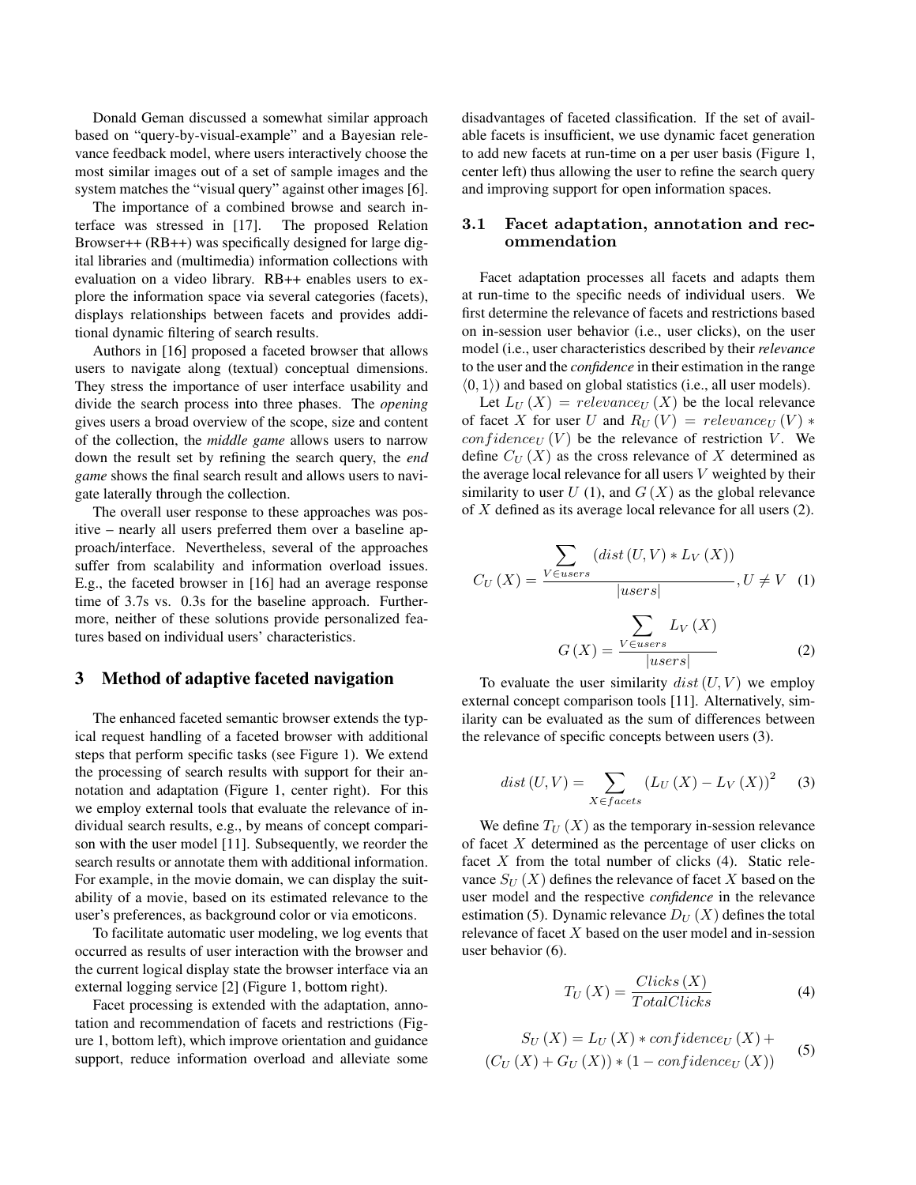Donald Geman discussed a somewhat similar approach based on "query-by-visual-example" and a Bayesian relevance feedback model, where users interactively choose the most similar images out of a set of sample images and the system matches the "visual query" against other images [6].

The importance of a combined browse and search interface was stressed in [17]. The proposed Relation Browser++ (RB++) was specifically designed for large digital libraries and (multimedia) information collections with evaluation on a video library. RB++ enables users to explore the information space via several categories (facets), displays relationships between facets and provides additional dynamic filtering of search results.

Authors in [16] proposed a faceted browser that allows users to navigate along (textual) conceptual dimensions. They stress the importance of user interface usability and divide the search process into three phases. The *opening* gives users a broad overview of the scope, size and content of the collection, the *middle game* allows users to narrow down the result set by refining the search query, the *end game* shows the final search result and allows users to navigate laterally through the collection.

The overall user response to these approaches was positive – nearly all users preferred them over a baseline approach/interface. Nevertheless, several of the approaches suffer from scalability and information overload issues. E.g., the faceted browser in [16] had an average response time of 3.7s vs. 0.3s for the baseline approach. Furthermore, neither of these solutions provide personalized features based on individual users' characteristics.

# 3 Method of adaptive faceted navigation

The enhanced faceted semantic browser extends the typical request handling of a faceted browser with additional steps that perform specific tasks (see Figure 1). We extend the processing of search results with support for their annotation and adaptation (Figure 1, center right). For this we employ external tools that evaluate the relevance of individual search results, e.g., by means of concept comparison with the user model [11]. Subsequently, we reorder the search results or annotate them with additional information. For example, in the movie domain, we can display the suitability of a movie, based on its estimated relevance to the user's preferences, as background color or via emoticons.

To facilitate automatic user modeling, we log events that occurred as results of user interaction with the browser and the current logical display state the browser interface via an external logging service [2] (Figure 1, bottom right).

Facet processing is extended with the adaptation, annotation and recommendation of facets and restrictions (Figure 1, bottom left), which improve orientation and guidance support, reduce information overload and alleviate some disadvantages of faceted classification. If the set of available facets is insufficient, we use dynamic facet generation to add new facets at run-time on a per user basis (Figure 1, center left) thus allowing the user to refine the search query and improving support for open information spaces.

## 3.1 Facet adaptation, annotation and recommendation

Facet adaptation processes all facets and adapts them at run-time to the specific needs of individual users. We first determine the relevance of facets and restrictions based on in-session user behavior (i.e., user clicks), on the user model (i.e., user characteristics described by their *relevance* to the user and the *confidence* in their estimation in the range $\langle 0, 1 \rangle$) and based on global statistics (i.e., all user models).

Let $L_U(X) = relevance_U(X)$ be the local relevance of facet $X$ for user $U$ and $R_U(V) = relevance_U(V) * confidence_U(V)$ be the relevance of restriction $V$. We define $C_U(X)$ as the cross relevance of $X$ determined as the average local relevance for all users $V$ weighted by their similarity to user $U$ (1), and $G(X)$ as the global relevance of $X$ defined as its average local relevance for all users (2).

$$C_U(X) = \frac{\sum_{V \in users} (dist(U,V) * L_V(X))}{|users|}, U \neq V \quad (1)$$

$$G(X) = \frac{\sum_{V \in users} L_V(X)}{|users|} \quad (2)$$

To evaluate the user similarity $dist(U,V)$ we employ external concept comparison tools [11]. Alternatively, similarity can be evaluated as the sum of differences between the relevance of specific concepts between users (3).

$$dist(U,V) = \sum_{X \in facets} (L_U(X) - L_V(X))^2 \quad (3)$$

We define $T_U(X)$ as the temporary in-session relevance of facet $X$ determined as the percentage of user clicks on facet $X$ from the total number of clicks (4). Static relevance $S_U(X)$ defines the relevance of facet $X$ based on the user model and the respective *confidence* in the relevance estimation (5). Dynamic relevance $D_U(X)$ defines the total relevance of facet $X$ based on the user model and in-session user behavior (6).

$$T_U(X) = \frac{Clicks(X)}{TotalClicks} \quad (4)$$

$$\begin{aligned} S_U(X) = L_U(X) * confidence_U(X) + \\ (C_U(X) + G_U(X)) * (1 - confidence_U(X)) \end{aligned} \quad (5)$$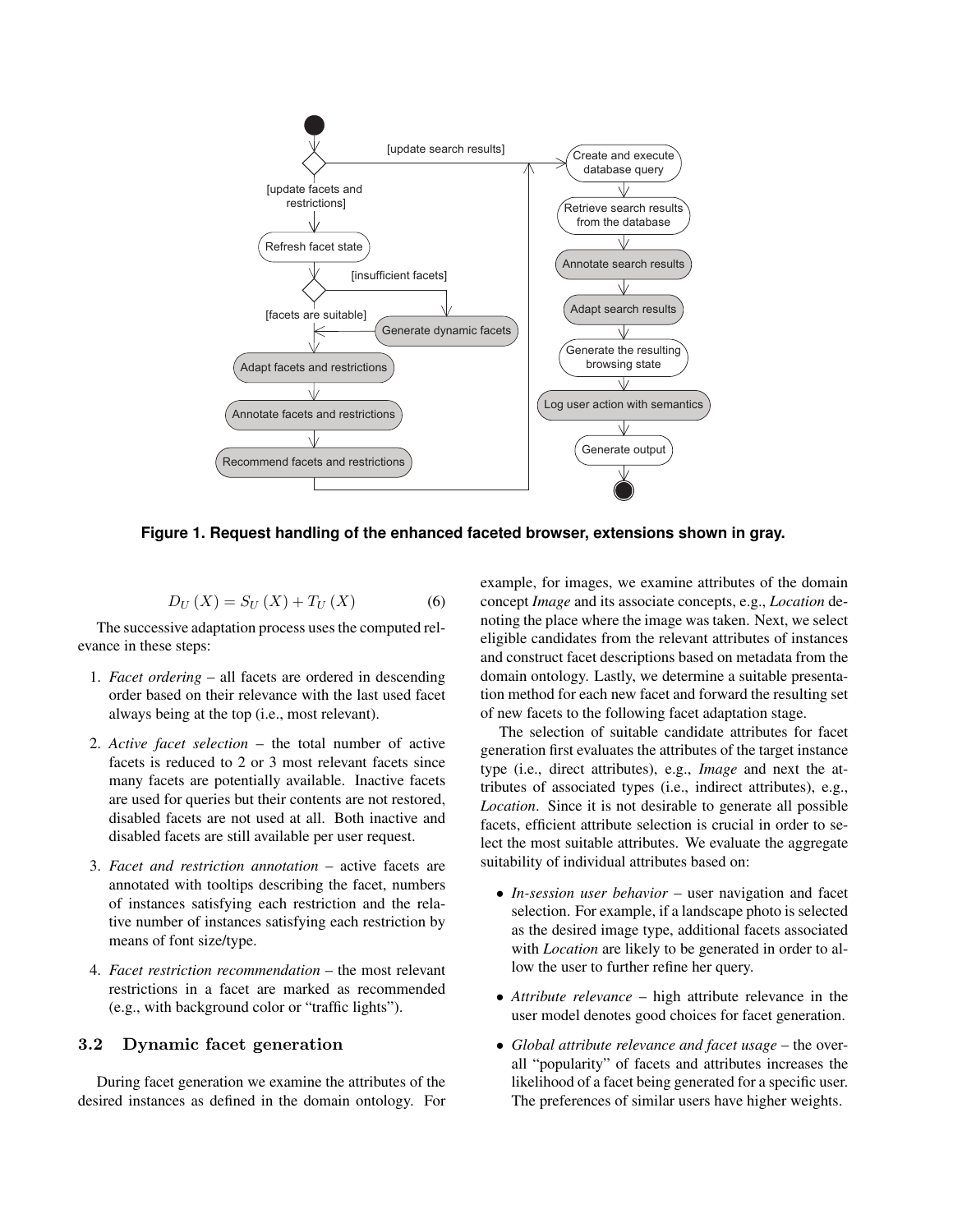[update search results]

[update facets and restrictions]

Refresh facet state

[insufficient facets]

[facets are suitable]

Generate dynamic facets

Adapt facets and restrictions

Annotate facets and restrictions

Recommend facets and restrictions

Create and execute database query

Retrieve search results from the database

Annotate search results

Adapt search results

Generate the resulting browsing state

Log user action with semantics

Generate output

**Figure 1. Request handling of the enhanced faceted browser, extensions shown in gray.**

$$D_U(X) = S_U(X) + T_U(X) \qquad (6)$$

The successive adaptation process uses the computed relevance in these steps:

1. *Facet ordering* – all facets are ordered in descending order based on their relevance with the last used facet always being at the top (i.e., most relevant).
2. *Active facet selection* – the total number of active facets is reduced to 2 or 3 most relevant facets since many facets are potentially available. Inactive facets are used for queries but their contents are not restored, disabled facets are not used at all. Both inactive and disabled facets are still available per user request.
3. *Facet and restriction annotation* – active facets are annotated with tooltips describing the facet, numbers of instances satisfying each restriction and the relative number of instances satisfying each restriction by means of font size/type.
4. *Facet restriction recommendation* – the most relevant restrictions in a facet are marked as recommended (e.g., with background color or "traffic lights").

### 3.2 Dynamic facet generation

During facet generation we examine the attributes of the desired instances as defined in the domain ontology. For example, for images, we examine attributes of the domain concept *Image* and its associate concepts, e.g., *Location* denoting the place where the image was taken. Next, we select eligible candidates from the relevant attributes of instances and construct facet descriptions based on metadata from the domain ontology. Lastly, we determine a suitable presentation method for each new facet and forward the resulting set of new facets to the following facet adaptation stage.

The selection of suitable candidate attributes for facet generation first evaluates the attributes of the target instance type (i.e., direct attributes), e.g., *Image* and next the attributes of associated types (i.e., indirect attributes), e.g., *Location*. Since it is not desirable to generate all possible facets, efficient attribute selection is crucial in order to select the most suitable attributes. We evaluate the aggregate suitability of individual attributes based on:

- *In-session user behavior* – user navigation and facet selection. For example, if a landscape photo is selected as the desired image type, additional facets associated with *Location* are likely to be generated in order to allow the user to further refine her query.
- *Attribute relevance* – high attribute relevance in the user model denotes good choices for facet generation.
- *Global attribute relevance and facet usage* – the overall "popularity" of facets and attributes increases the likelihood of a facet being generated for a specific user. The preferences of similar users have higher weights.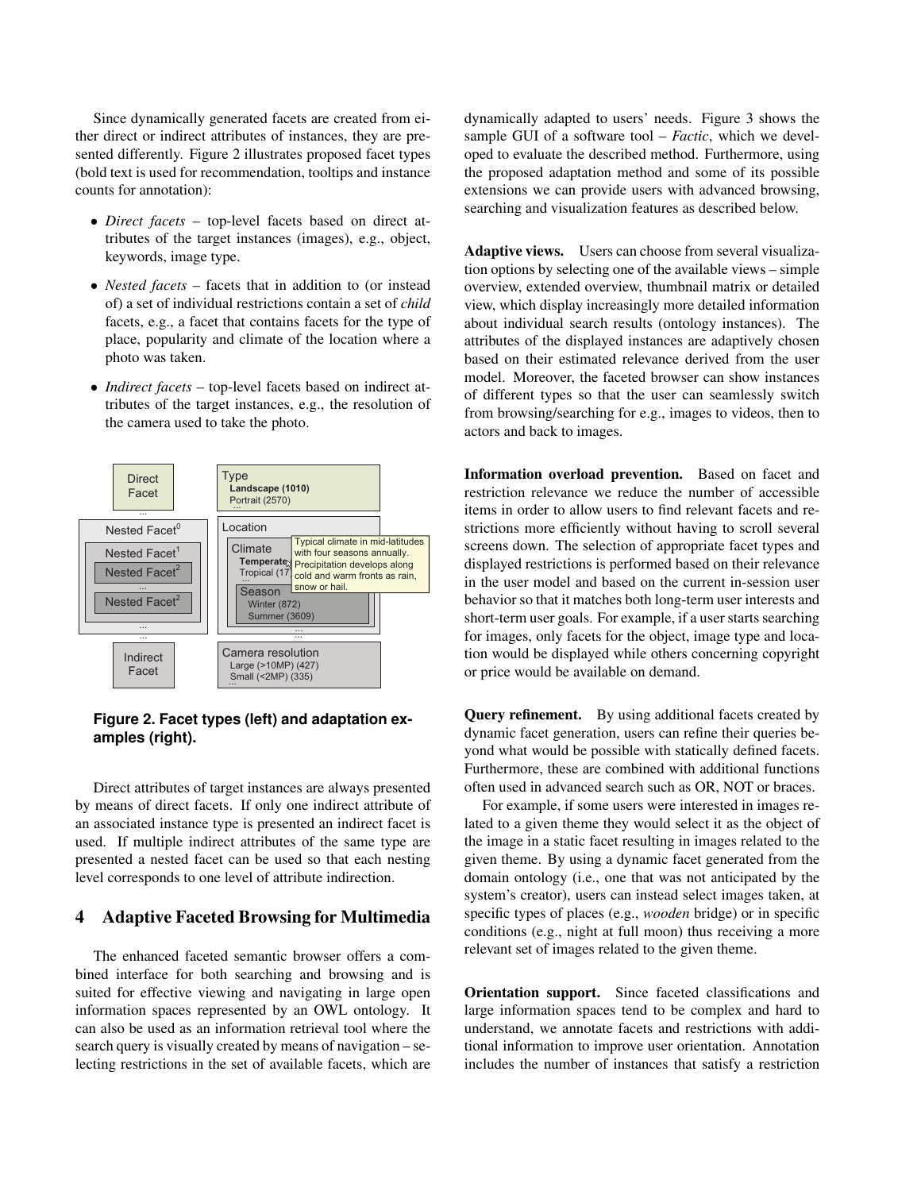Since dynamically generated facets are created from either direct or indirect attributes of instances, they are presented differently. Figure 2 illustrates proposed facet types (bold text is used for recommendation, tooltips and instance counts for annotation):

- *Direct facets* – top-level facets based on direct attributes of the target instances (images), e.g., object, keywords, image type.
- *Nested facets* – facets that in addition to (or instead of) a set of individual restrictions contain a set of *child* facets, e.g., a facet that contains facets for the type of place, popularity and climate of the location where a photo was taken.
- *Indirect facets* – top-level facets based on indirect attributes of the target instances, e.g., the resolution of the camera used to take the photo.

**Figure 2. Facet types (left) and adaptation examples (right).**

Direct attributes of target instances are always presented by means of direct facets. If only one indirect attribute of an associated instance type is presented an indirect facet is used. If multiple indirect attributes of the same type are presented a nested facet can be used so that each nesting level corresponds to one level of attribute indirection.

## 4 Adaptive Faceted Browsing for Multimedia

The enhanced faceted semantic browser offers a combined interface for both searching and browsing and is suited for effective viewing and navigating in large open information spaces represented by an OWL ontology. It can also be used as an information retrieval tool where the search query is visually created by means of navigation – selecting restrictions in the set of available facets, which are dynamically adapted to users' needs. Figure 3 shows the sample GUI of a software tool – *Factic*, which we developed to evaluate the described method. Furthermore, using the proposed adaptation method and some of its possible extensions we can provide users with advanced browsing, searching and visualization features as described below.

**Adaptive views.** Users can choose from several visualization options by selecting one of the available views – simple overview, extended overview, thumbnail matrix or detailed view, which display increasingly more detailed information about individual search results (ontology instances). The attributes of the displayed instances are adaptively chosen based on their estimated relevance derived from the user model. Moreover, the faceted browser can show instances of different types so that the user can seamlessly switch from browsing/searching for e.g., images to videos, then to actors and back to images.

**Information overload prevention.** Based on facet and restriction relevance we reduce the number of accessible items in order to allow users to find relevant facets and restrictions more efficiently without having to scroll several screens down. The selection of appropriate facet types and displayed restrictions is performed based on their relevance in the user model and based on the current in-session user behavior so that it matches both long-term user interests and short-term user goals. For example, if a user starts searching for images, only facets for the object, image type and location would be displayed while others concerning copyright or price would be available on demand.

**Query refinement.** By using additional facets created by dynamic facet generation, users can refine their queries beyond what would be possible with statically defined facets. Furthermore, these are combined with additional functions often used in advanced search such as OR, NOT or braces.

For example, if some users were interested in images related to a given theme they would select it as the object of the image in a static facet resulting in images related to the given theme. By using a dynamic facet generated from the domain ontology (i.e., one that was not anticipated by the system's creator), users can instead select images taken, at specific types of places (e.g., *wooden* bridge) or in specific conditions (e.g., night at full moon) thus receiving a more relevant set of images related to the given theme.

**Orientation support.** Since faceted classifications and large information spaces tend to be complex and hard to understand, we annotate facets and restrictions with additional information to improve user orientation. Annotation includes the number of instances that satisfy a restriction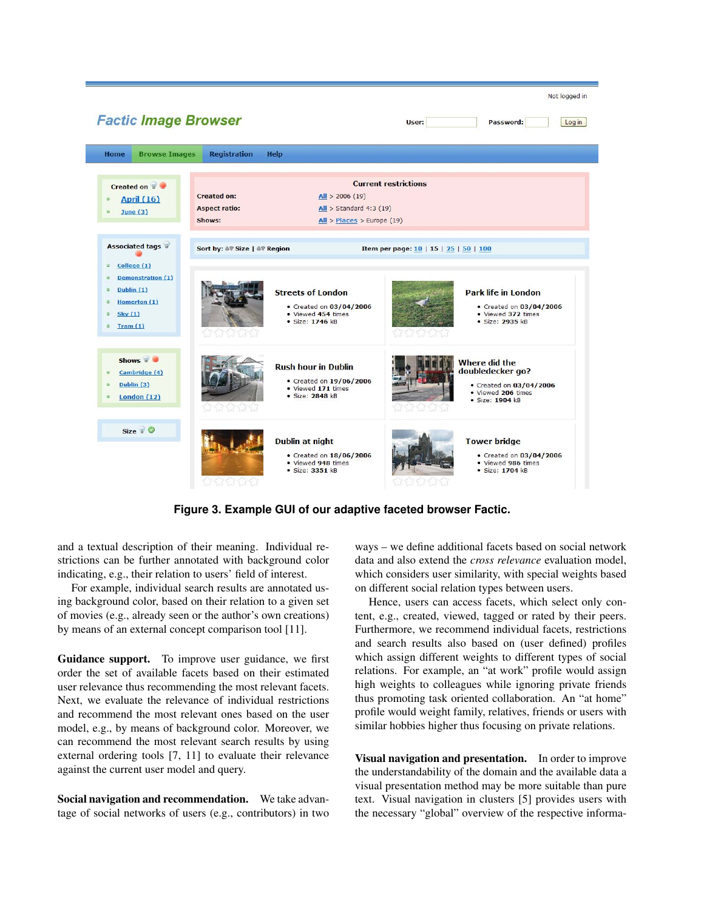**Figure 3. Example GUI of our adaptive faceted browser Factic.**

and a textual description of their meaning. Individual restrictions can be further annotated with background color indicating, e.g., their relation to users' field of interest.

For example, individual search results are annotated using background color, based on their relation to a given set of movies (e.g., already seen or the author's own creations) by means of an external concept comparison tool [11].

**Guidance support.** To improve user guidance, we first order the set of available facets based on their estimated user relevance thus recommending the most relevant facets. Next, we evaluate the relevance of individual restrictions and recommend the most relevant ones based on the user model, e.g., by means of background color. Moreover, we can recommend the most relevant search results by using external ordering tools [7, 11] to evaluate their relevance against the current user model and query.

**Social navigation and recommendation.** We take advantage of social networks of users (e.g., contributors) in two ways – we define additional facets based on social network data and also extend the *cross relevance* evaluation model, which considers user similarity, with special weights based on different social relation types between users.

Hence, users can access facets, which select only content, e.g., created, viewed, tagged or rated by their peers. Furthermore, we recommend individual facets, restrictions and search results also based on (user defined) profiles which assign different weights to different types of social relations. For example, an "at work" profile would assign high weights to colleagues while ignoring private friends thus promoting task oriented collaboration. An "at home" profile would weight family, relatives, friends or users with similar hobbies higher thus focusing on private relations.

**Visual navigation and presentation.** In order to improve the understandability of the domain and the available data a visual presentation method may be more suitable than pure text. Visual navigation in clusters [5] provides users with the necessary "global" overview of the respective informa-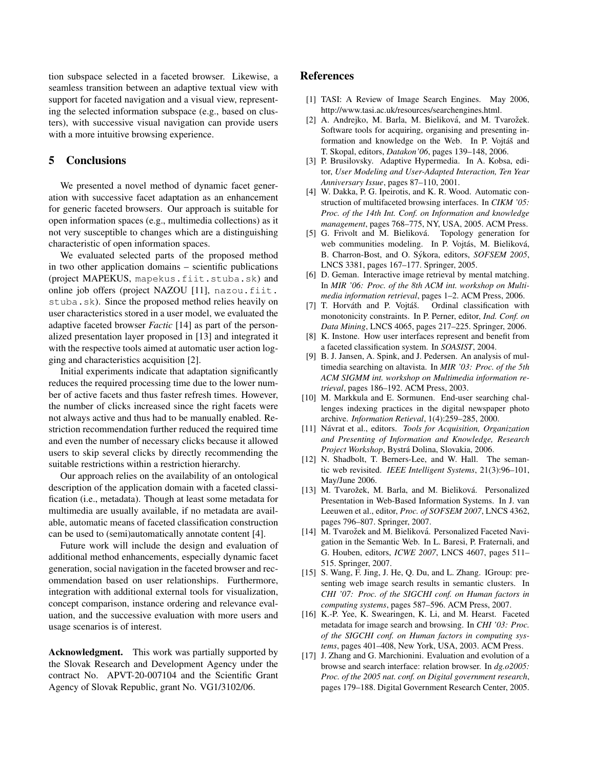tion subspace selected in a faceted browser. Likewise, a seamless transition between an adaptive textual view with support for faceted navigation and a visual view, representing the selected information subspace (e.g., based on clusters), with successive visual navigation can provide users with a more intuitive browsing experience.

## 5 Conclusions

We presented a novel method of dynamic facet generation with successive facet adaptation as an enhancement for generic faceted browsers. Our approach is suitable for open information spaces (e.g., multimedia collections) as it not very susceptible to changes which are a distinguishing characteristic of open information spaces.

We evaluated selected parts of the proposed method in two other application domains – scientific publications (project MAPEKUS, `mapekus.fiit.stuba.sk`) and online job offers (project NAZOU [11], `nazou.fiit.stuba.sk`). Since the proposed method relies heavily on user characteristics stored in a user model, we evaluated the adaptive faceted browser *Factic* [14] as part of the personalized presentation layer proposed in [13] and integrated it with the respective tools aimed at automatic user action logging and characteristics acquisition [2].

Initial experiments indicate that adaptation significantly reduces the required processing time due to the lower number of active facets and thus faster refresh times. However, the number of clicks increased since the right facets were not always active and thus had to be manually enabled. Restriction recommendation further reduced the required time and even the number of necessary clicks because it allowed users to skip several clicks by directly recommending the suitable restrictions within a restriction hierarchy.

Our approach relies on the availability of an ontological description of the application domain with a faceted classification (i.e., metadata). Though at least some metadata for multimedia are usually available, if no metadata are available, automatic means of faceted classification construction can be used to (semi)automatically annotate content [4].

Future work will include the design and evaluation of additional method enhancements, especially dynamic facet generation, social navigation in the faceted browser and recommendation based on user relationships. Furthermore, integration with additional external tools for visualization, concept comparison, instance ordering and relevance evaluation, and the successive evaluation with more users and usage scenarios is of interest.

**Acknowledgment.** This work was partially supported by the Slovak Research and Development Agency under the contract No. APVT-20-007104 and the Scientific Grant Agency of Slovak Republic, grant No. VG1/3102/06.

## References

[1] TASI: A Review of Image Search Engines. May 2006, http://www.tasi.ac.uk/resources/searchengines.html.

[2] A. Andrejko, M. Barla, M. Bieliková, and M. Tvarožek. Software tools for acquiring, organising and presenting information and knowledge on the Web. In P. Vojtáš and T. Skopal, editors, *Datakon'06*, pages 139–148, 2006.

[3] P. Brusilovsky. Adaptive Hypermedia. In A. Kobsa, editor, *User Modeling and User-Adapted Interaction, Ten Year Anniversary Issue*, pages 87–110, 2001.

[4] W. Dakka, P. G. Ipeirotis, and K. R. Wood. Automatic construction of multifaceted browsing interfaces. In *CIKM '05: Proc. of the 14th Int. Conf. on Information and knowledge management*, pages 768–775, NY, USA, 2005. ACM Press.

[5] G. Frivolt and M. Bieliková. Topology generation for web communities modeling. In P. Vojtás, M. Bieliková, B. Charron-Bost, and O. Sýkora, editors, *SOFSEM 2005*, LNCS 3381, pages 167–177. Springer, 2005.

[6] D. Geman. Interactive image retrieval by mental matching. In *MIR '06: Proc. of the 8th ACM int. workshop on Multimedia information retrieval*, pages 1–2. ACM Press, 2006.

[7] T. Horváth and P. Vojtáš. Ordinal classification with monotonicity constraints. In P. Perner, editor, *Ind. Conf. on Data Mining*, LNCS 4065, pages 217–225. Springer, 2006.

[8] K. Instone. How user interfaces represent and benefit from a faceted classification system. In *SOASIST*, 2004.

[9] B. J. Jansen, A. Spink, and J. Pedersen. An analysis of multimedia searching on altavista. In *MIR '03: Proc. of the 5th ACM SIGMM int. workshop on Multimedia information retrieval*, pages 186–192. ACM Press, 2003.

[10] M. Markkula and E. Sormunen. End-user searching challenges indexing practices in the digital newspaper photo archive. *Information Retieval*, 1(4):259–285, 2000.

[11] Návrat et al., editors. *Tools for Acquisition, Organization and Presenting of Information and Knowledge, Research Project Workshop*, Bystrá Dolina, Slovakia, 2006.

[12] N. Shadbolt, T. Berners-Lee, and W. Hall. The semantic web revisited. *IEEE Intelligent Systems*, 21(3):96–101, May/June 2006.

[13] M. Tvarožek, M. Barla, and M. Bieliková. Personalized Presentation in Web-Based Information Systems. In J. van Leeuwen et al., editor, *Proc. of SOFSEM 2007*, LNCS 4362, pages 796–807. Springer, 2007.

[14] M. Tvarožek and M. Bieliková. Personalized Faceted Navigation in the Semantic Web. In L. Baresi, P. Fraternali, and G. Houben, editors, *ICWE 2007*, LNCS 4607, pages 511–515. Springer, 2007.

[15] S. Wang, F. Jing, J. He, Q. Du, and L. Zhang. IGroup: presenting web image search results in semantic clusters. In *CHI '07: Proc. of the SIGCHI conf. on Human factors in computing systems*, pages 587–596. ACM Press, 2007.

[16] K.-P. Yee, K. Swearingen, K. Li, and M. Hearst. Faceted metadata for image search and browsing. In *CHI '03: Proc. of the SIGCHI conf. on Human factors in computing systems*, pages 401–408, New York, USA, 2003. ACM Press.

[17] J. Zhang and G. Marchionini. Evaluation and evolution of a browse and search interface: relation browser. In *dg.o2005: Proc. of the 2005 nat. conf. on Digital government research*, pages 179–188. Digital Government Research Center, 2005.